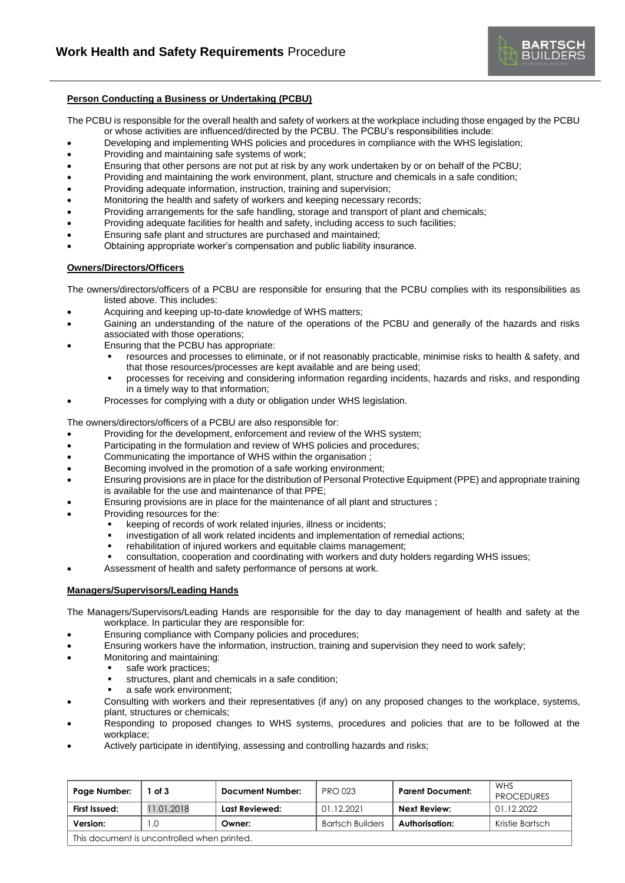### Person Conducting a Business or Undertaking (PCBU)

The PCBU is responsible for the overall health and safety of workers at the workplace including those engaged by the PCBU or whose activities are influenced/directed by the PCBU. The PCBU's responsibilities include:

- Developing and implementing WHS policies and procedures in compliance with the WHS legislation;
- Providing and maintaining safe systems of work;
- Ensuring that other persons are not put at risk by any work undertaken by or on behalf of the PCBU;
- Providing and maintaining the work environment, plant, structure and chemicals in a safe condition;
- Providing adequate information, instruction, training and supervision;
- Monitoring the health and safety of workers and keeping necessary records;
- Providing arrangements for the safe handling, storage and transport of plant and chemicals;
- Providing adequate facilities for health and safety, including access to such facilities;
- Ensuring safe plant and structures are purchased and maintained;
- Obtaining appropriate worker's compensation and public liability insurance.

### Owners/Directors/Officers

The owners/directors/officers of a PCBU are responsible for ensuring that the PCBU complies with its responsibilities as listed above. This includes:

- Acquiring and keeping up-to-date knowledge of WHS matters;
- Gaining an understanding of the nature of the operations of the PCBU and generally of the hazards and risks associated with those operations;
- Ensuring that the PCBU has appropriate:
  - resources and processes to eliminate, or if not reasonably practicable, minimise risks to health & safety, and that those resources/processes are kept available and are being used;
  - processes for receiving and considering information regarding incidents, hazards and risks, and responding in a timely way to that information;
- Processes for complying with a duty or obligation under WHS legislation.

The owners/directors/officers of a PCBU are also responsible for:

- Providing for the development, enforcement and review of the WHS system;
- Participating in the formulation and review of WHS policies and procedures;
- Communicating the importance of WHS within the organisation ;
- Becoming involved in the promotion of a safe working environment;
- Ensuring provisions are in place for the distribution of Personal Protective Equipment (PPE) and appropriate training is available for the use and maintenance of that PPE;
- Ensuring provisions are in place for the maintenance of all plant and structures ;
- Providing resources for the:
  - keeping of records of work related injuries, illness or incidents;
  - investigation of all work related incidents and implementation of remedial actions;
  - rehabilitation of injured workers and equitable claims management;
  - consultation, cooperation and coordinating with workers and duty holders regarding WHS issues;
- Assessment of health and safety performance of persons at work.

### Managers/Supervisors/Leading Hands

The Managers/Supervisors/Leading Hands are responsible for the day to day management of health and safety at the workplace. In particular they are responsible for:

- Ensuring compliance with Company policies and procedures;
- Ensuring workers have the information, instruction, training and supervision they need to work safely;
- Monitoring and maintaining:
  - safe work practices;
  - structures, plant and chemicals in a safe condition;
  - a safe work environment;
- Consulting with workers and their representatives (if any) on any proposed changes to the workplace, systems, plant, structures or chemicals;
- Responding to proposed changes to WHS systems, procedures and policies that are to be followed at the workplace;
- Actively participate in identifying, assessing and controlling hazards and risks;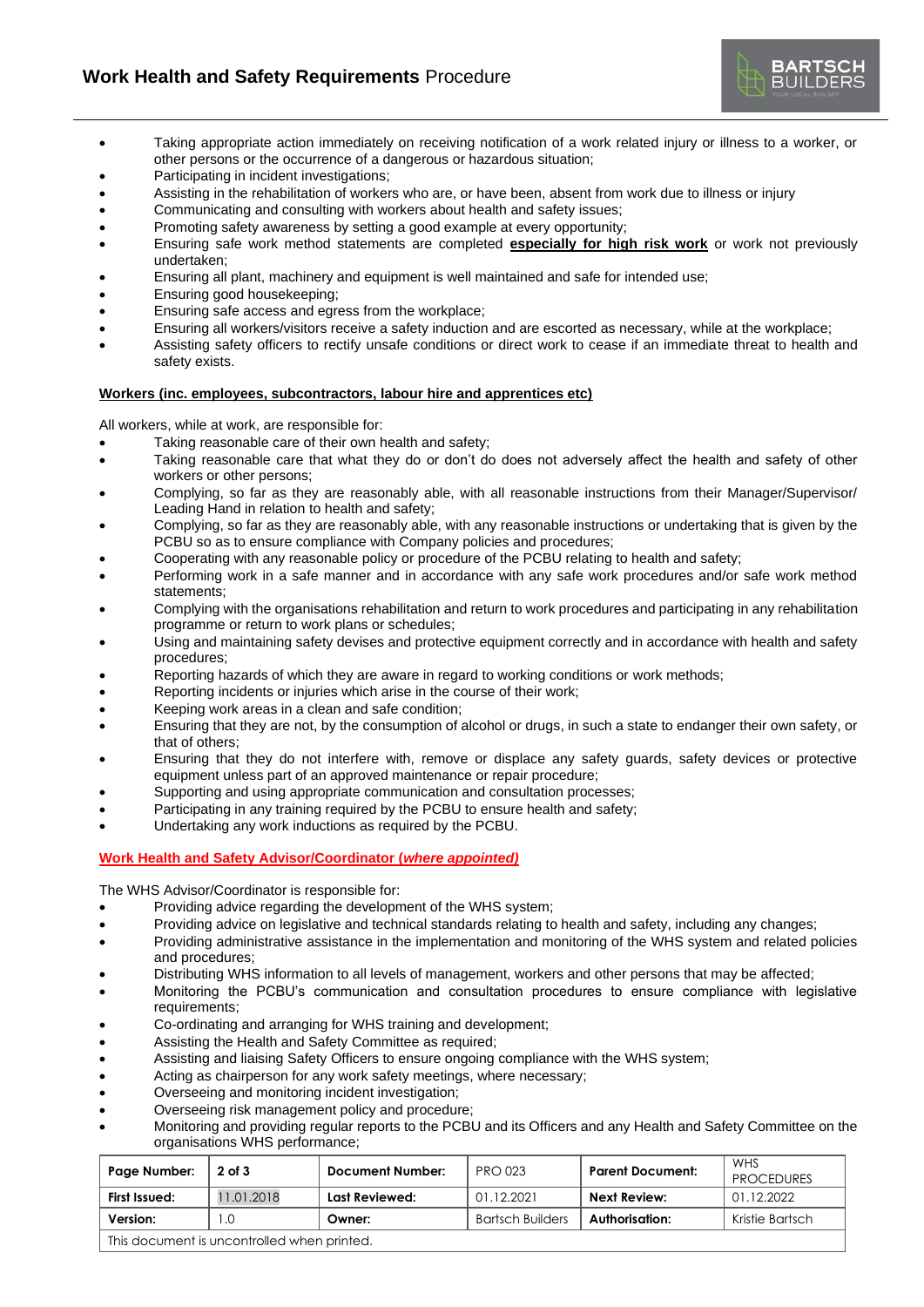- Taking appropriate action immediately on receiving notification of a work related injury or illness to a worker, or other persons or the occurrence of a dangerous or hazardous situation;
- Participating in incident investigations;
- Assisting in the rehabilitation of workers who are, or have been, absent from work due to illness or injury
- Communicating and consulting with workers about health and safety issues;
- Promoting safety awareness by setting a good example at every opportunity;
- Ensuring safe work method statements are completed **especially for high risk work** or work not previously undertaken;
- Ensuring all plant, machinery and equipment is well maintained and safe for intended use;
- Ensuring good housekeeping;
- Ensuring safe access and egress from the workplace;
- Ensuring all workers/visitors receive a safety induction and are escorted as necessary, while at the workplace;
- Assisting safety officers to rectify unsafe conditions or direct work to cease if an immediate threat to health and safety exists.

**Workers (inc. employees, subcontractors, labour hire and apprentices etc)**

All workers, while at work, are responsible for:

- Taking reasonable care of their own health and safety;
- Taking reasonable care that what they do or don't do does not adversely affect the health and safety of other workers or other persons;
- Complying, so far as they are reasonably able, with all reasonable instructions from their Manager/Supervisor/ Leading Hand in relation to health and safety;
- Complying, so far as they are reasonably able, with any reasonable instructions or undertaking that is given by the PCBU so as to ensure compliance with Company policies and procedures;
- Cooperating with any reasonable policy or procedure of the PCBU relating to health and safety;
- Performing work in a safe manner and in accordance with any safe work procedures and/or safe work method statements;
- Complying with the organisations rehabilitation and return to work procedures and participating in any rehabilitation programme or return to work plans or schedules;
- Using and maintaining safety devises and protective equipment correctly and in accordance with health and safety procedures;
- Reporting hazards of which they are aware in regard to working conditions or work methods;
- Reporting incidents or injuries which arise in the course of their work;
- Keeping work areas in a clean and safe condition;
- Ensuring that they are not, by the consumption of alcohol or drugs, in such a state to endanger their own safety, or that of others;
- Ensuring that they do not interfere with, remove or displace any safety guards, safety devices or protective equipment unless part of an approved maintenance or repair procedure;
- Supporting and using appropriate communication and consultation processes;
- Participating in any training required by the PCBU to ensure health and safety;
- Undertaking any work inductions as required by the PCBU.

**Work Health and Safety Advisor/Coordinator (*where appointed*)**

The WHS Advisor/Coordinator is responsible for:

- Providing advice regarding the development of the WHS system;
- Providing advice on legislative and technical standards relating to health and safety, including any changes;
- Providing administrative assistance in the implementation and monitoring of the WHS system and related policies and procedures;
- Distributing WHS information to all levels of management, workers and other persons that may be affected;
- Monitoring the PCBU's communication and consultation procedures to ensure compliance with legislative requirements;
- Co-ordinating and arranging for WHS training and development;
- Assisting the Health and Safety Committee as required;
- Assisting and liaising Safety Officers to ensure ongoing compliance with the WHS system;
- Acting as chairperson for any work safety meetings, where necessary;
- Overseeing and monitoring incident investigation;
- Overseeing risk management policy and procedure;
- Monitoring and providing regular reports to the PCBU and its Officers and any Health and Safety Committee on the organisations WHS performance;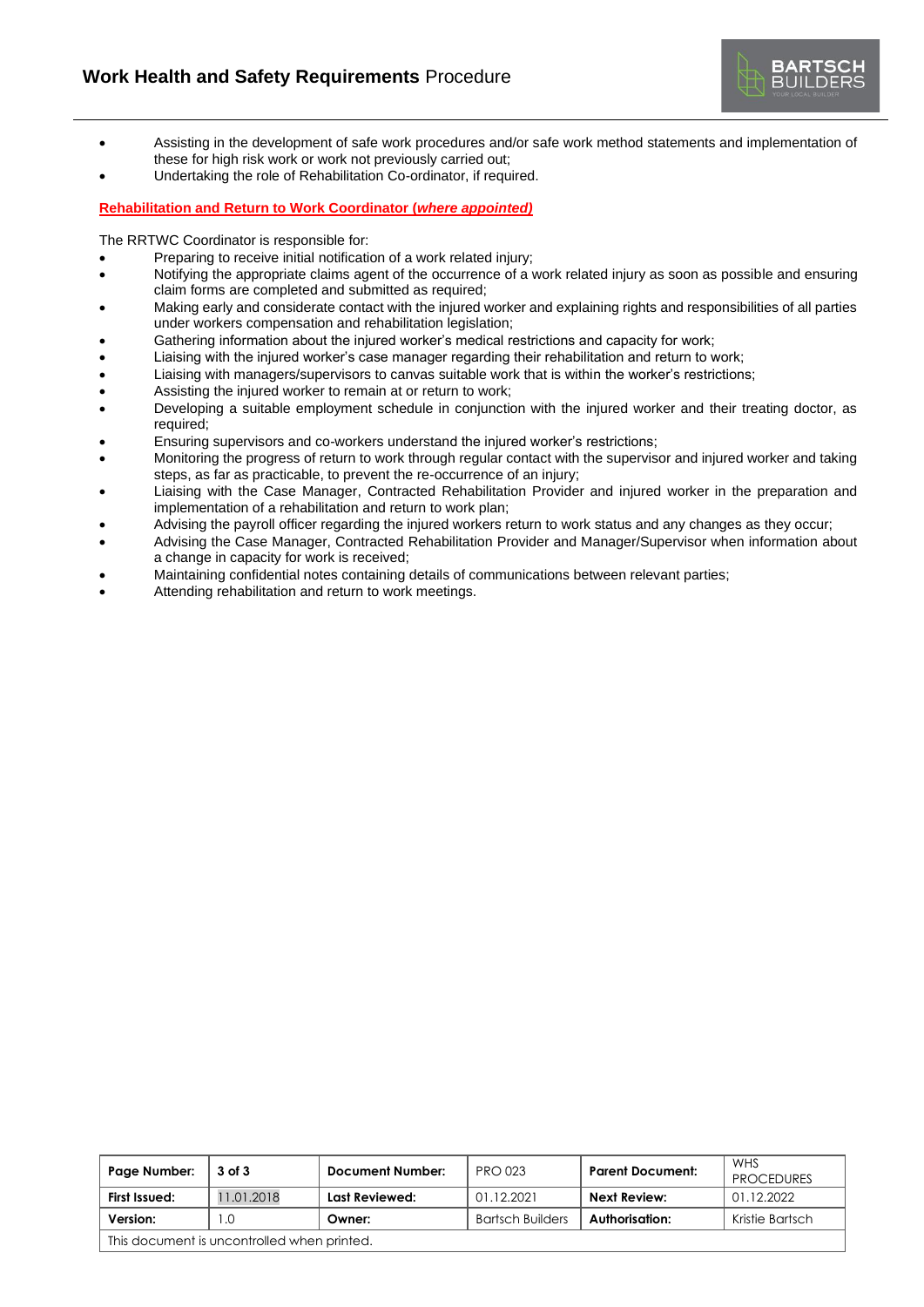- Assisting in the development of safe work procedures and/or safe work method statements and implementation of these for high risk work or work not previously carried out;
- Undertaking the role of Rehabilitation Co-ordinator, if required.

**Rehabilitation and Return to Work Coordinator (*where appointed*)**

The RRTWC Coordinator is responsible for:

- Preparing to receive initial notification of a work related injury;
- Notifying the appropriate claims agent of the occurrence of a work related injury as soon as possible and ensuring claim forms are completed and submitted as required;
- Making early and considerate contact with the injured worker and explaining rights and responsibilities of all parties under workers compensation and rehabilitation legislation;
- Gathering information about the injured worker's medical restrictions and capacity for work;
- Liaising with the injured worker's case manager regarding their rehabilitation and return to work;
- Liaising with managers/supervisors to canvas suitable work that is within the worker's restrictions;
- Assisting the injured worker to remain at or return to work;
- Developing a suitable employment schedule in conjunction with the injured worker and their treating doctor, as required;
- Ensuring supervisors and co-workers understand the injured worker's restrictions;
- Monitoring the progress of return to work through regular contact with the supervisor and injured worker and taking steps, as far as practicable, to prevent the re-occurrence of an injury;
- Liaising with the Case Manager, Contracted Rehabilitation Provider and injured worker in the preparation and implementation of a rehabilitation and return to work plan;
- Advising the payroll officer regarding the injured workers return to work status and any changes as they occur;
- Advising the Case Manager, Contracted Rehabilitation Provider and Manager/Supervisor when information about a change in capacity for work is received;
- Maintaining confidential notes containing details of communications between relevant parties;
- Attending rehabilitation and return to work meetings.

| | | | | | |
|---|---|---|---|---|---|
| **Page Number:** | **3 of 3** | **Document Number:** | PRO 023 | **Parent Document:** | WHS PROCEDURES |
| **First Issued:** | 11.01.2018 | **Last Reviewed:** | 01.12.2021 | **Next Review:** | 01.12.2022 |
| **Version:** | 1.0 | **Owner:** | Bartsch Builders | **Authorisation:** | Kristie Bartsch |
| This document is uncontrolled when printed. | | | | | |